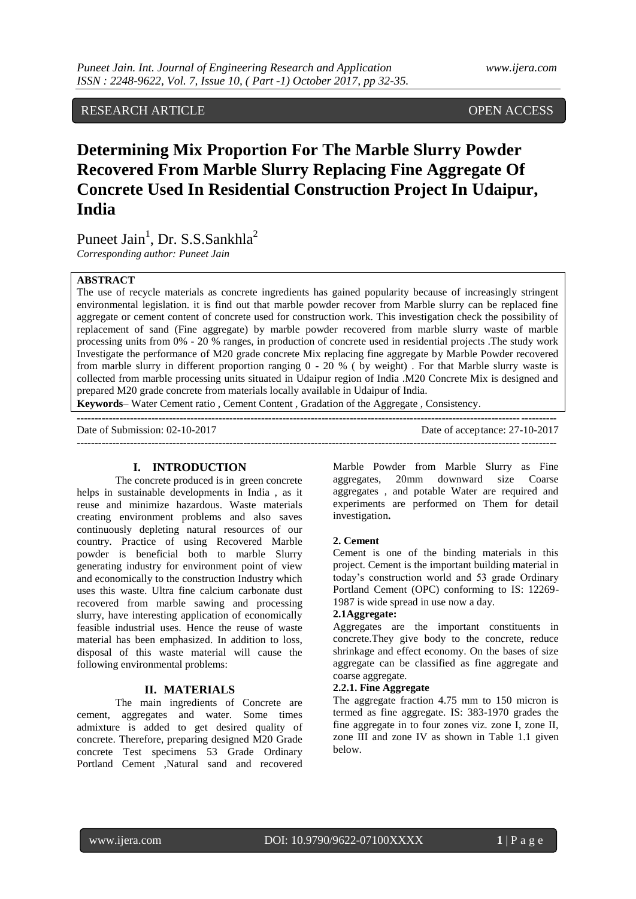RESEARCH ARTICLE OPEN ACCESS

# Determining Mix Proportion For The Marble Slurry Powder Recovered From Marble Slurry Replacing Fine Aggregate Of Concrete Used In Residential Construction Project In Udaipur, India

Puneet Jain[1], Dr. S.S.Sankhla[2]

*Corresponding author: Puneet Jain*

**ABSTRACT**

The use of recycle materials as concrete ingredients has gained popularity because of increasingly stringent environmental legislation. it is find out that marble powder recover from Marble slurry can be replaced fine aggregate or cement content of concrete used for construction work. This investigation check the possibility of replacement of sand (Fine aggregate) by marble powder recovered from marble slurry waste of marble processing units from 0% - 20 % ranges, in production of concrete used in residential projects .The study work Investigate the performance of M20 grade concrete Mix replacing fine aggregate by Marble Powder recovered from marble slurry in different proportion ranging 0 - 20 % ( by weight) . For that Marble slurry waste is collected from marble processing units situated in Udaipur region of India .M20 Concrete Mix is designed and prepared M20 grade concrete from materials locally available in Udaipur of India.

**Keywords**– Water Cement ratio , Cement Content , Gradation of the Aggregate , Consistency.

---

Date of Submission: 02-10-2017 Date of acceptance: 27-10-2017

---

## I. INTRODUCTION

The concrete produced is in green concrete helps in sustainable developments in India , as it reuse and minimize hazardous. Waste materials creating environment problems and also saves continuously depleting natural resources of our country. Practice of using Recovered Marble powder is beneficial both to marble Slurry generating industry for environment point of view and economically to the construction Industry which uses this waste. Ultra fine calcium carbonate dust recovered from marble sawing and processing slurry, have interesting application of economically feasible industrial uses. Hence the reuse of waste material has been emphasized. In addition to loss, disposal of this waste material will cause the following environmental problems:

## II. MATERIALS

The main ingredients of Concrete are cement, aggregates and water. Some times admixture is added to get desired quality of concrete. Therefore, preparing designed M20 Grade concrete Test specimens 53 Grade Ordinary Portland Cement ,Natural sand and recovered Marble Powder from Marble Slurry as Fine aggregates, 20mm downward size Coarse aggregates , and potable Water are required and experiments are performed on Them for detail investigation**.**

### 2. Cement

Cement is one of the binding materials in this project. Cement is the important building material in today's construction world and 53 grade Ordinary Portland Cement (OPC) conforming to IS: 12269-1987 is wide spread in use now a day.

### 2.1Aggregate:

Aggregates are the important constituents in concrete.They give body to the concrete, reduce shrinkage and effect economy. On the bases of size aggregate can be classified as fine aggregate and coarse aggregate.

### 2.2.1. Fine Aggregate

The aggregate fraction 4.75 mm to 150 micron is termed as fine aggregate. IS: 383-1970 grades the fine aggregate in to four zones viz. zone I, zone II, zone III and zone IV as shown in Table 1.1 given below.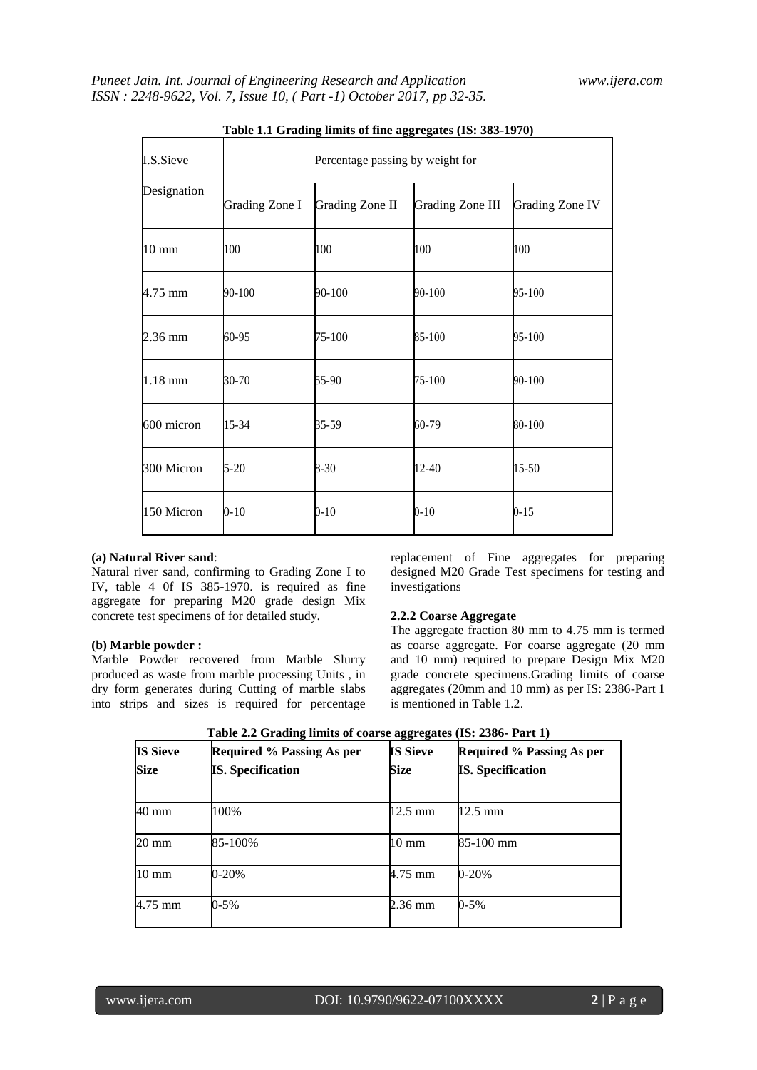**Table 1.1 Grading limits of fine aggregates (IS: 383-1970)**

| I.S.Sieve Designation | Percentage passing by weight for | | | |
|---|---|---|---|---|
| | Grading Zone I | Grading Zone II | Grading Zone III | Grading Zone IV |
| 10 mm | 100 | 100 | 100 | 100 |
| 4.75 mm | 90-100 | 90-100 | 90-100 | 95-100 |
| 2.36 mm | 60-95 | 75-100 | 85-100 | 95-100 |
| 1.18 mm | 30-70 | 55-90 | 75-100 | 90-100 |
| 600 micron | 15-34 | 35-59 | 60-79 | 80-100 |
| 300 Micron | 5-20 | 8-30 | 12-40 | 15-50 |
| 150 Micron | 0-10 | 0-10 | 0-10 | 0-15 |

**(a) Natural River sand**:
Natural river sand, confirming to Grading Zone I to IV, table 4 0f IS 385-1970. is required as fine aggregate for preparing M20 grade design Mix concrete test specimens of for detailed study.

**(b) Marble powder :**
Marble Powder recovered from Marble Slurry produced as waste from marble processing Units , in dry form generates during Cutting of marble slabs into strips and sizes is required for percentage replacement of Fine aggregates for preparing designed M20 Grade Test specimens for testing and investigations

**2.2.2 Coarse Aggregate**

The aggregate fraction 80 mm to 4.75 mm is termed as coarse aggregate. For coarse aggregate (20 mm and 10 mm) required to prepare Design Mix M20 grade concrete specimens.Grading limits of coarse aggregates (20mm and 10 mm) as per IS: 2386-Part 1 is mentioned in Table 1.2.

**Table 2.2 Grading limits of coarse aggregates (IS: 2386- Part 1)**

| IS Sieve Size | Required % Passing As per IS. Specification | IS Sieve Size | Required % Passing As per IS. Specification |
|---|---|---|---|
| 40 mm | 100% | 12.5 mm | 12.5 mm |
| 20 mm | 85-100% | 10 mm | 85-100 mm |
| 10 mm | 0-20% | 4.75 mm | 0-20% |
| 4.75 mm | 0-5% | 2.36 mm | 0-5% |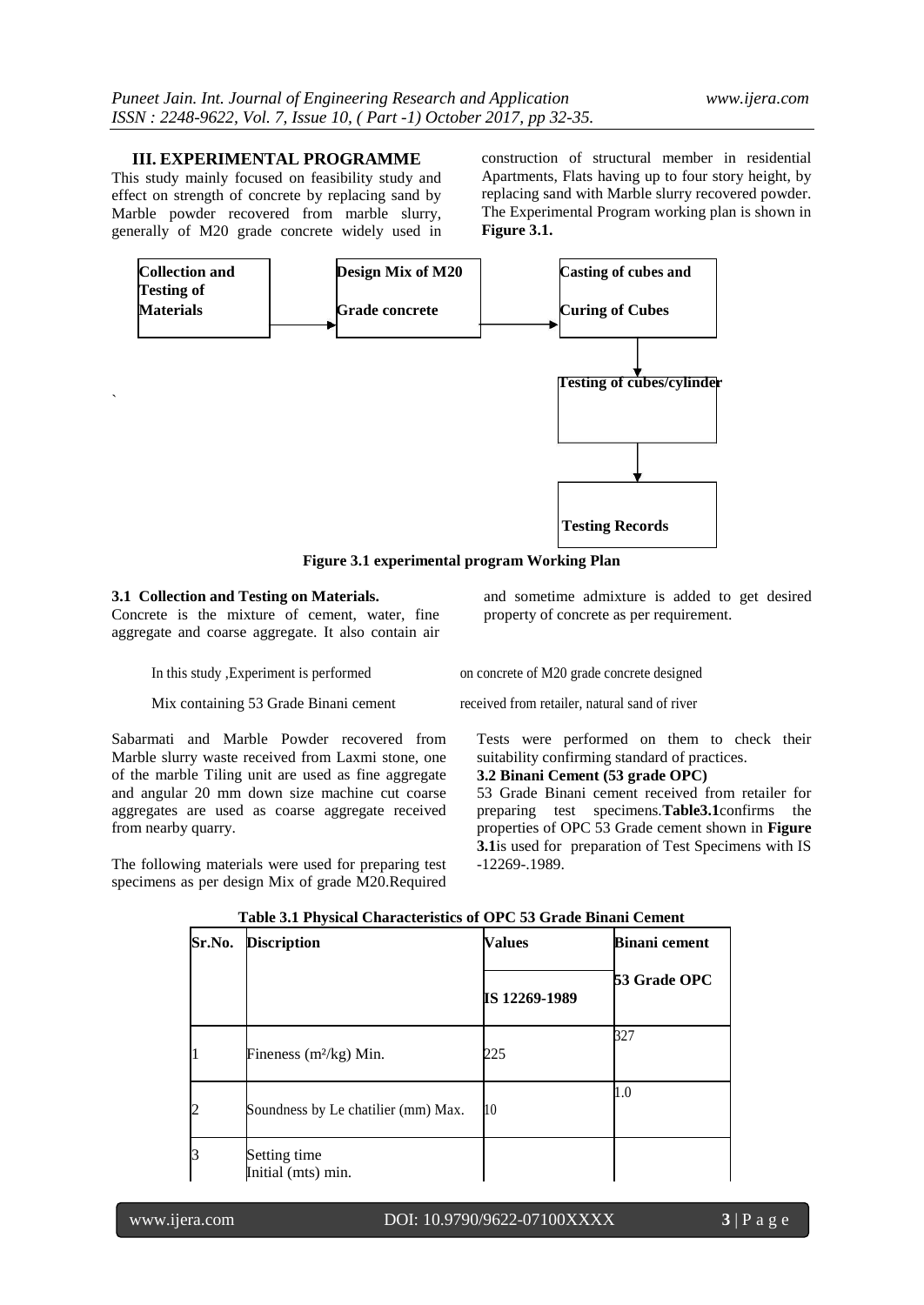## III. EXPERIMENTAL PROGRAMME

This study mainly focused on feasibility study and effect on strength of concrete by replacing sand by Marble powder recovered from marble slurry, generally of M20 grade concrete widely used in construction of structural member in residential Apartments, Flats having up to four story height, by replacing sand with Marble slurry recovered powder. The Experimental Program working plan is shown in **Figure 3.1.**

Collection and Testing of Materials → Design Mix of M20 Grade concrete → Casting of cubes and Curing of Cubes → Testing of cubes/cylinder → Testing Records

**Figure 3.1 experimental program Working Plan**

### 3.1 Collection and Testing on Materials.

Concrete is the mixture of cement, water, fine aggregate and coarse aggregate. It also contain air and sometime admixture is added to get desired property of concrete as per requirement.

In this study ,Experiment is performed on concrete of M20 grade concrete designed Mix containing 53 Grade Binani cement received from retailer, natural sand of river Sabarmati and Marble Powder recovered from Marble slurry waste received from Laxmi stone, one of the marble Tiling unit are used as fine aggregate and angular 20 mm down size machine cut coarse aggregates are used as coarse aggregate received from nearby quarry.

The following materials were used for preparing test specimens as per design Mix of grade M20.Required Tests were performed on them to check their suitability confirming standard of practices.

### 3.2 Binani Cement (53 grade OPC)

53 Grade Binani cement received from retailer for preparing test specimens.**Table3.1**confirms the properties of OPC 53 Grade cement shown in **Figure 3.1**is used for preparation of Test Specimens with IS -12269-.1989.

**Table 3.1 Physical Characteristics of OPC 53 Grade Binani Cement**

| Sr.No. | Discription | Values | Binani cement |
|---|---|---|---|
| | | IS 12269-1989 | 53 Grade OPC |
| 1 | Fineness ($m^2$/kg) Min. | 225 | 327 |
| 2 | Soundness by Le chatilier (mm) Max. | 10 | 1.0 |
| 3 | Setting time<br>Initial (mts) min. | | |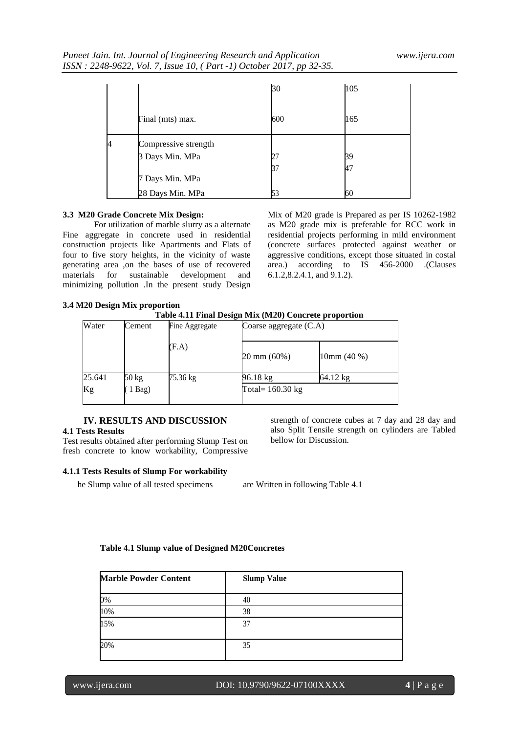|  |  | 30 | 105 |
|---|---|---|---|
|  | Final (mts) max. | 600 | 165 |
| 4 | Compressive strength<br>3 Days Min. MPa<br>7 Days Min. MPa<br>28 Days Min. MPa | 27<br>37<br>53 | 39<br>47<br>60 |

### 3.3 M20 Grade Concrete Mix Design:

For utilization of marble slurry as a alternate Fine aggregate in concrete used in residential construction projects like Apartments and Flats of four to five story heights, in the vicinity of waste generating area ,on the bases of use of recovered materials for sustainable development and minimizing pollution .In the present study Design Mix of M20 grade is Prepared as per IS 10262-1982 as M20 grade mix is preferable for RCC work in residential projects performing in mild environment (concrete surfaces protected against weather or aggressive conditions, except those situated in costal area.) according to IS 456-2000 .(Clauses 6.1.2,8.2.4.1, and 9.1.2).

### 3.4 M20 Design Mix proportion

**Table 4.11 Final Design Mix (M20) Concrete proportion**

| Water | Cement | Fine Aggregate (F.A) | Coarse aggregate (C.A) | |
|---|---|---|---|---|
|  |  |  | 20 mm (60%) | 10mm (40 %) |
| 25.641 Kg | 50 kg ( 1 Bag) | 75.36 kg | 96.18 kg | 64.12 kg |
|  |  |  | Total= 160.30 kg | |

## IV. RESULTS AND DISCUSSION

### 4.1 Tests Results

Test results obtained after performing Slump Test on fresh concrete to know workability, Compressive strength of concrete cubes at 7 day and 28 day and also Split Tensile strength on cylinders are Tabled bellow for Discussion.

#### 4.1.1 Tests Results of Slump For workability

he Slump value of all tested specimens are Written in following Table 4.1

**Table 4.1 Slump value of Designed M20Concretes**

| Marble Powder Content | Slump Value |
|---|---|
| 0% | 40 |
| 10% | 38 |
| 15% | 37 |
| 20% | 35 |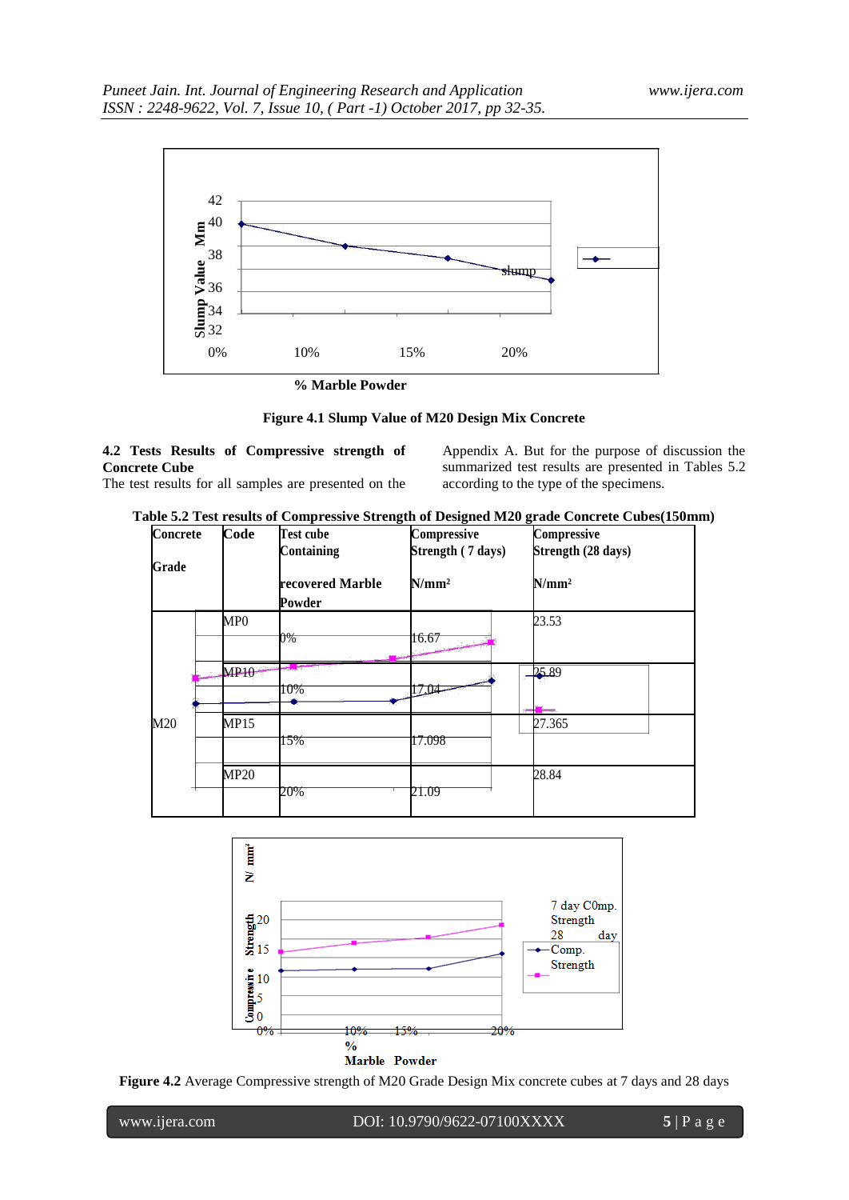Figure 4.1 Slump Value of M20 Design Mix Concrete

### 4.2 Tests Results of Compressive strength of Concrete Cube

The test results for all samples are presented on the Appendix A. But for the purpose of discussion the summarized test results are presented in Tables 5.2 according to the type of the specimens.

**Table 5.2 Test results of Compressive Strength of Designed M20 grade Concrete Cubes(150mm)**

| Concrete Grade | Code | Test cube Containing recovered Marble Powder | Compressive Strength ( 7 days) N/mm² | Compressive Strength (28 days) N/mm² |
|---|---|---|---|---|
| M20 | MP0 | 0% | 16.67 | 23.53 |
| | MP10 | 10% | 17.04 | 25.89 |
| | MP15 | 15% | 17.098 | 27.365 |
| | MP20 | 20% | 21.09 | 28.84 |

**Figure 4.2** Average Compressive strength of M20 Grade Design Mix concrete cubes at 7 days and 28 days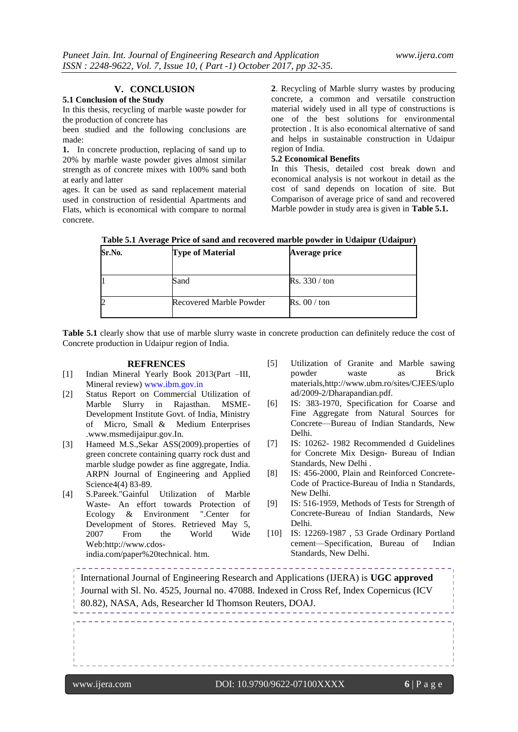## V. CONCLUSION

### 5.1 Conclusion of the Study

In this thesis, recycling of marble waste powder for the production of concrete has

been studied and the following conclusions are made:

**1.** In concrete production, replacing of sand up to 20% by marble waste powder gives almost similar strength as of concrete mixes with 100% sand both at early and latter

ages. It can be used as sand replacement material used in construction of residential Apartments and Flats, which is economical with compare to normal concrete.

**2**. Recycling of Marble slurry wastes by producing concrete, a common and versatile construction material widely used in all type of constructions is one of the best solutions for environmental protection . It is also economical alternative of sand and helps in sustainable construction in Udaipur region of India.

### 5.2 Economical Benefits

In this Thesis, detailed cost break down and economical analysis is not workout in detail as the cost of sand depends on location of site. But Comparison of average price of sand and recovered Marble powder in study area is given in **Table 5.1.**

**Table 5.1 Average Price of sand and recovered marble powder in Udaipur (Udaipur)**

| Sr.No. | Type of Material | Average price |
|---|---|---|
| 1 | Sand | Rs. 330 / ton |
| 2 | Recovered Marble Powder | Rs. 00 / ton |

**Table 5.1** clearly show that use of marble slurry waste in concrete production can definitely reduce the cost of Concrete production in Udaipur region of India.

## REFRENCES

[1] Indian Mineral Yearly Book 2013(Part –III, Mineral review) www.ibm.gov.in

[2] Status Report on Commercial Utilization of Marble Slurry in Rajasthan. MSME-Development Institute Govt. of India, Ministry of Micro, Small & Medium Enterprises .www.msmedijaipur.gov.In.

[3] Hameed M.S.,Sekar ASS(2009).properties of green concrete containing quarry rock dust and marble sludge powder as fine aggregate, India. ARPN Journal of Engineering and Applied Science4(4) 83-89.

[4] S.Pareek."Gainful Utilization of Marble Waste- An effort towards Protection of Ecology & Environment ".Center for Development of Stores. Retrieved May 5, 2007 From the World Wide Web:http://www.cdos-india.com/paper%20technical. htm.

[5] Utilization of Granite and Marble sawing powder waste as Brick materials,http://www.ubm.ro/sites/CJEES/upload/2009-2/Dharapandian.pdf.

[6] IS: 383-1970, Specification for Coarse and Fine Aggregate from Natural Sources for Concrete—Bureau of Indian Standards, New Delhi.

[7] IS: 10262- 1982 Recommended d Guidelines for Concrete Mix Design- Bureau of Indian Standards, New Delhi .

[8] IS: 456-2000, Plain and Reinforced Concrete-Code of Practice-Bureau of India n Standards, New Delhi.

[9] IS: 516-1959, Methods of Tests for Strength of Concrete-Bureau of Indian Standards, New Delhi.

[10] IS: 12269-1987 , 53 Grade Ordinary Portland cement—Specification, Bureau of Indian Standards, New Delhi.

International Journal of Engineering Research and Applications (IJERA) is **UGC approved** Journal with Sl. No. 4525, Journal no. 47088. Indexed in Cross Ref, Index Copernicus (ICV 80.82), NASA, Ads, Researcher Id Thomson Reuters, DOAJ.